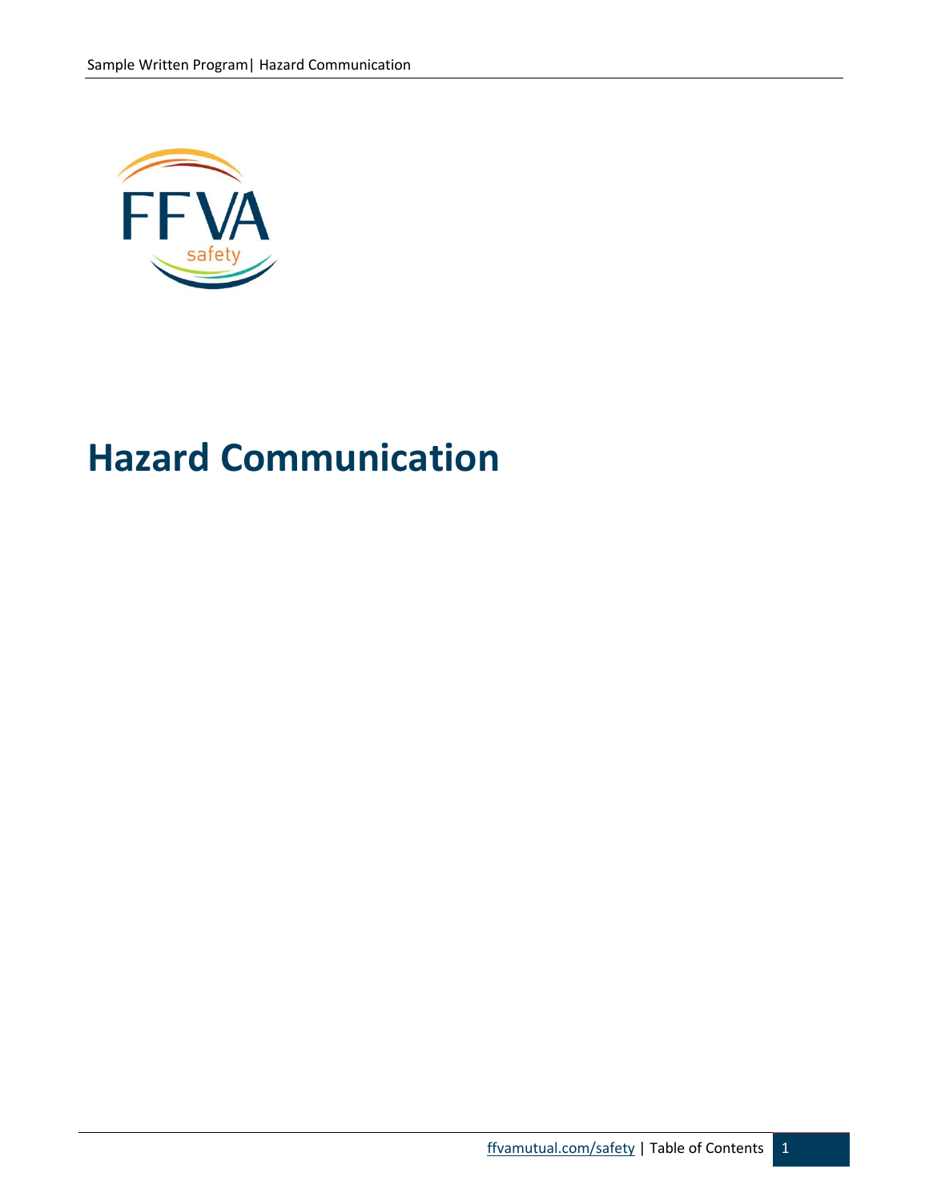# Hazard Communication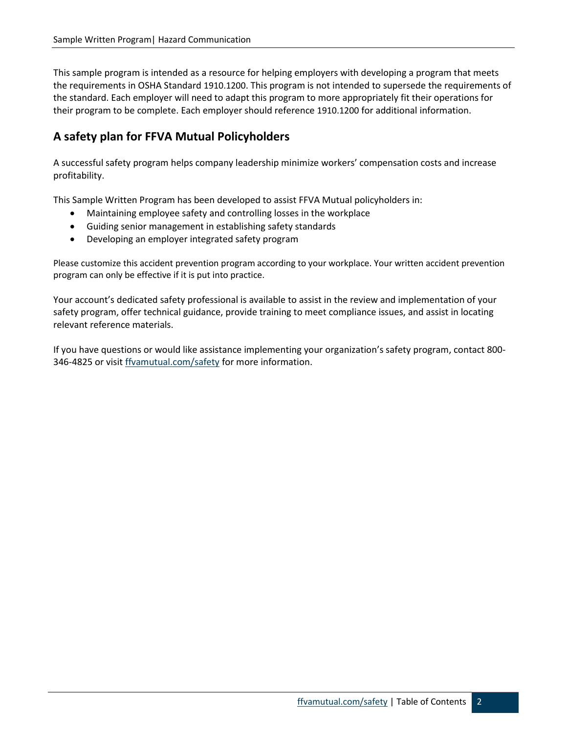This sample program is intended as a resource for helping employers with developing a program that meets the requirements in OSHA Standard 1910.1200. This program is not intended to supersede the requirements of the standard. Each employer will need to adapt this program to more appropriately fit their operations for their program to be complete. Each employer should reference 1910.1200 for additional information.

## A safety plan for FFVA Mutual Policyholders

A successful safety program helps company leadership minimize workers' compensation costs and increase profitability.

This Sample Written Program has been developed to assist FFVA Mutual policyholders in:

- Maintaining employee safety and controlling losses in the workplace
- Guiding senior management in establishing safety standards
- Developing an employer integrated safety program

Please customize this accident prevention program according to your workplace. Your written accident prevention program can only be effective if it is put into practice.

Your account's dedicated safety professional is available to assist in the review and implementation of your safety program, offer technical guidance, provide training to meet compliance issues, and assist in locating relevant reference materials.

If you have questions or would like assistance implementing your organization's safety program, contact 800-346-4825 or visit ffvamutual.com/safety for more information.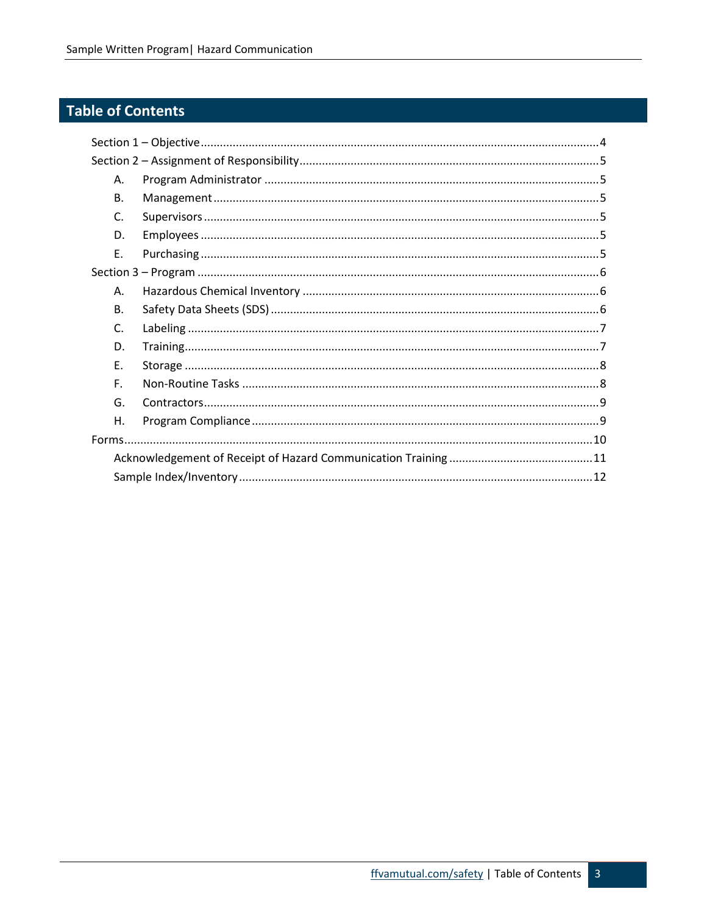## Table of Contents

Section 1 – Objective ............................................................ 4

Section 2 – Assignment of Responsibility ............................................................ 5

- A. Program Administrator ............................................................ 5
- B. Management ............................................................ 5
- C. Supervisors ............................................................ 5
- D. Employees ............................................................ 5
- E. Purchasing ............................................................ 5

Section 3 – Program ............................................................ 6

- A. Hazardous Chemical Inventory ............................................................ 6
- B. Safety Data Sheets (SDS) ............................................................ 6
- C. Labeling ............................................................ 7
- D. Training ............................................................ 7
- E. Storage ............................................................ 8
- F. Non-Routine Tasks ............................................................ 8
- G. Contractors ............................................................ 9
- H. Program Compliance ............................................................ 9

Forms ............................................................ 10

- Acknowledgement of Receipt of Hazard Communication Training ............................................................ 11
- Sample Index/Inventory ............................................................ 12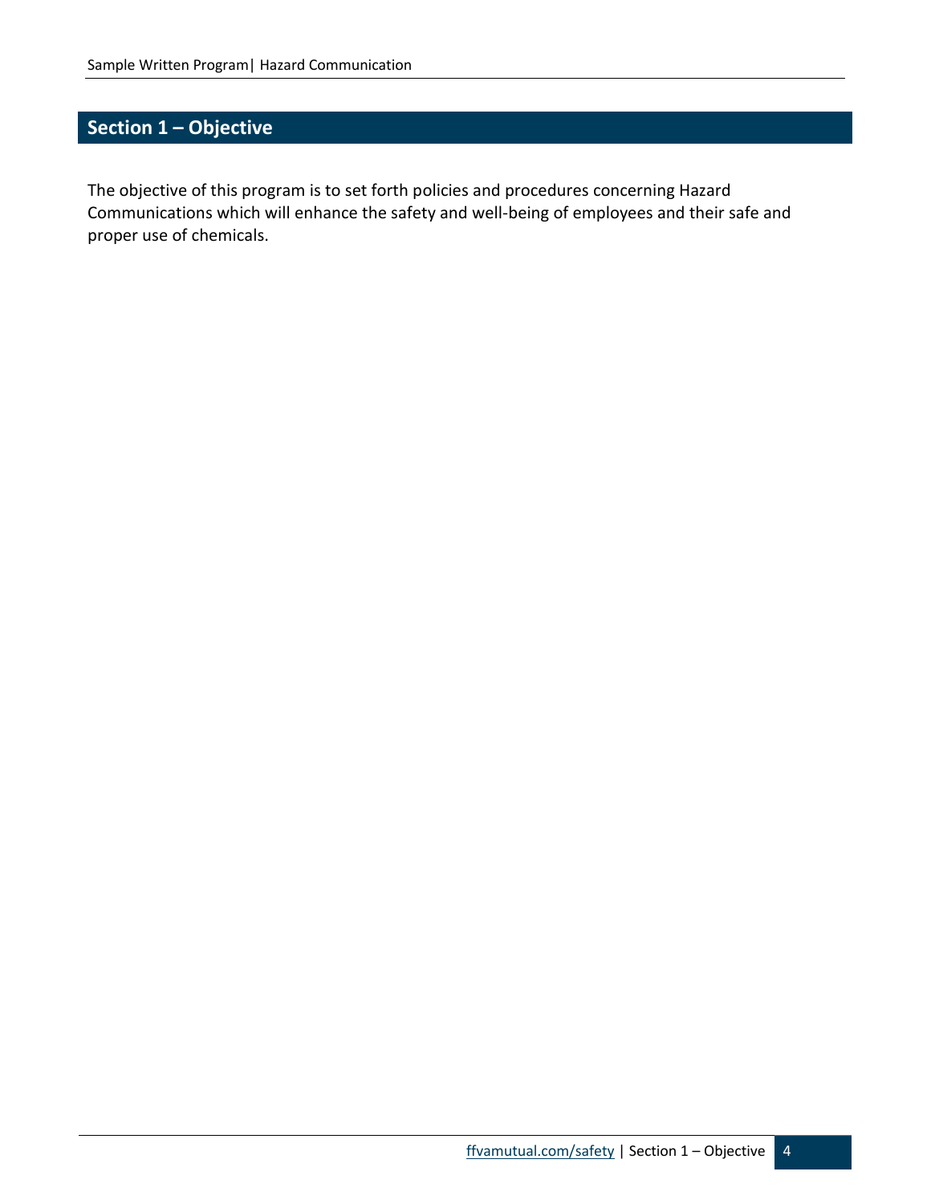## Section 1 – Objective

The objective of this program is to set forth policies and procedures concerning Hazard Communications which will enhance the safety and well-being of employees and their safe and proper use of chemicals.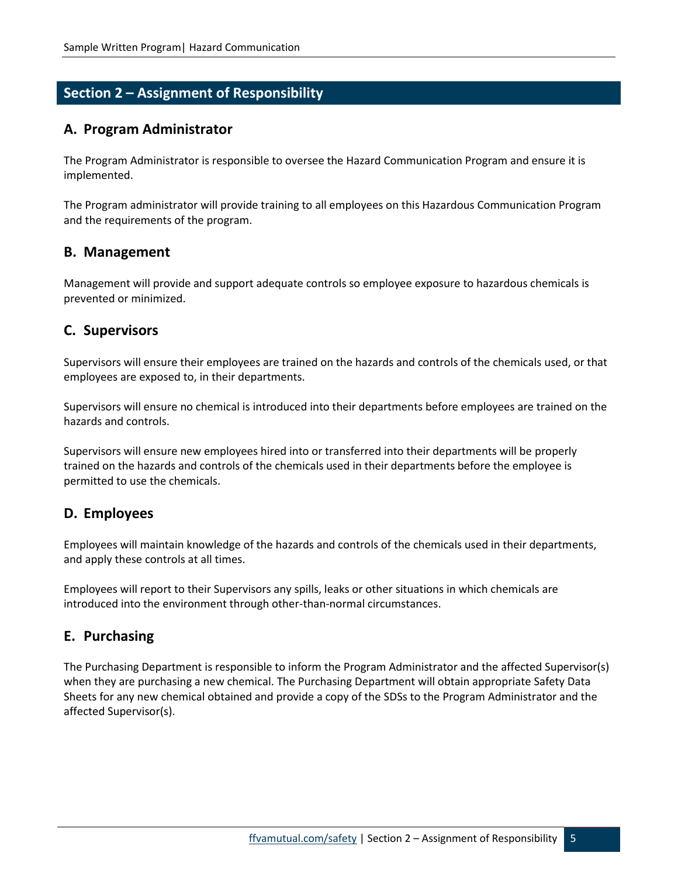## Section 2 – Assignment of Responsibility

### A. Program Administrator

The Program Administrator is responsible to oversee the Hazard Communication Program and ensure it is implemented.

The Program administrator will provide training to all employees on this Hazardous Communication Program and the requirements of the program.

### B. Management

Management will provide and support adequate controls so employee exposure to hazardous chemicals is prevented or minimized.

### C. Supervisors

Supervisors will ensure their employees are trained on the hazards and controls of the chemicals used, or that employees are exposed to, in their departments.

Supervisors will ensure no chemical is introduced into their departments before employees are trained on the hazards and controls.

Supervisors will ensure new employees hired into or transferred into their departments will be properly trained on the hazards and controls of the chemicals used in their departments before the employee is permitted to use the chemicals.

### D. Employees

Employees will maintain knowledge of the hazards and controls of the chemicals used in their departments, and apply these controls at all times.

Employees will report to their Supervisors any spills, leaks or other situations in which chemicals are introduced into the environment through other-than-normal circumstances.

### E. Purchasing

The Purchasing Department is responsible to inform the Program Administrator and the affected Supervisor(s) when they are purchasing a new chemical. The Purchasing Department will obtain appropriate Safety Data Sheets for any new chemical obtained and provide a copy of the SDSs to the Program Administrator and the affected Supervisor(s).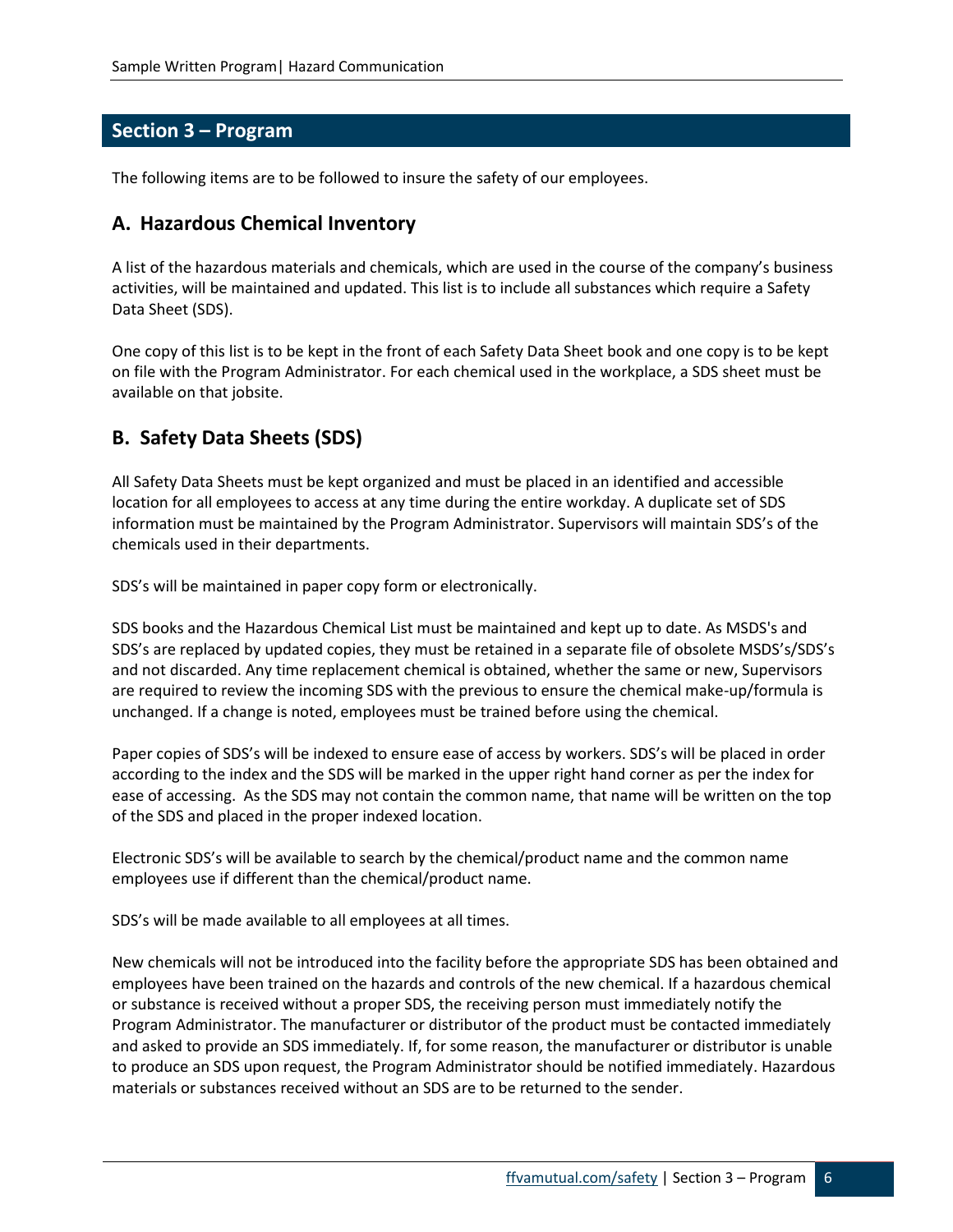## Section 3 – Program

The following items are to be followed to insure the safety of our employees.

### A. Hazardous Chemical Inventory

A list of the hazardous materials and chemicals, which are used in the course of the company's business activities, will be maintained and updated. This list is to include all substances which require a Safety Data Sheet (SDS).

One copy of this list is to be kept in the front of each Safety Data Sheet book and one copy is to be kept on file with the Program Administrator. For each chemical used in the workplace, a SDS sheet must be available on that jobsite.

### B. Safety Data Sheets (SDS)

All Safety Data Sheets must be kept organized and must be placed in an identified and accessible location for all employees to access at any time during the entire workday. A duplicate set of SDS information must be maintained by the Program Administrator. Supervisors will maintain SDS's of the chemicals used in their departments.

SDS's will be maintained in paper copy form or electronically.

SDS books and the Hazardous Chemical List must be maintained and kept up to date. As MSDS's and SDS's are replaced by updated copies, they must be retained in a separate file of obsolete MSDS's/SDS's and not discarded. Any time replacement chemical is obtained, whether the same or new, Supervisors are required to review the incoming SDS with the previous to ensure the chemical make-up/formula is unchanged. If a change is noted, employees must be trained before using the chemical.

Paper copies of SDS's will be indexed to ensure ease of access by workers. SDS's will be placed in order according to the index and the SDS will be marked in the upper right hand corner as per the index for ease of accessing. As the SDS may not contain the common name, that name will be written on the top of the SDS and placed in the proper indexed location.

Electronic SDS's will be available to search by the chemical/product name and the common name employees use if different than the chemical/product name.

SDS's will be made available to all employees at all times.

New chemicals will not be introduced into the facility before the appropriate SDS has been obtained and employees have been trained on the hazards and controls of the new chemical. If a hazardous chemical or substance is received without a proper SDS, the receiving person must immediately notify the Program Administrator. The manufacturer or distributor of the product must be contacted immediately and asked to provide an SDS immediately. If, for some reason, the manufacturer or distributor is unable to produce an SDS upon request, the Program Administrator should be notified immediately. Hazardous materials or substances received without an SDS are to be returned to the sender.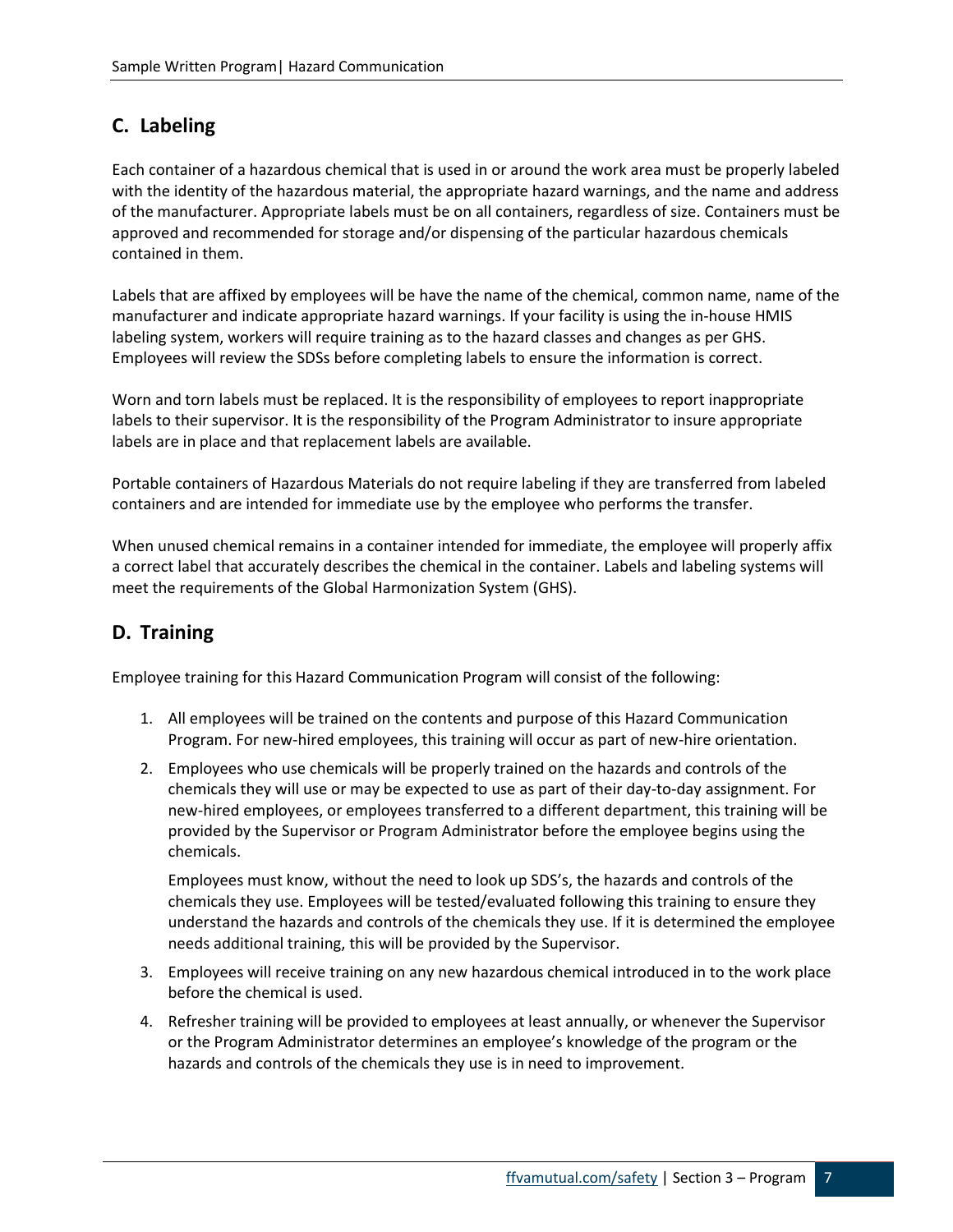## C. Labeling

Each container of a hazardous chemical that is used in or around the work area must be properly labeled with the identity of the hazardous material, the appropriate hazard warnings, and the name and address of the manufacturer. Appropriate labels must be on all containers, regardless of size. Containers must be approved and recommended for storage and/or dispensing of the particular hazardous chemicals contained in them.

Labels that are affixed by employees will be have the name of the chemical, common name, name of the manufacturer and indicate appropriate hazard warnings. If your facility is using the in-house HMIS labeling system, workers will require training as to the hazard classes and changes as per GHS. Employees will review the SDSs before completing labels to ensure the information is correct.

Worn and torn labels must be replaced. It is the responsibility of employees to report inappropriate labels to their supervisor. It is the responsibility of the Program Administrator to insure appropriate labels are in place and that replacement labels are available.

Portable containers of Hazardous Materials do not require labeling if they are transferred from labeled containers and are intended for immediate use by the employee who performs the transfer.

When unused chemical remains in a container intended for immediate, the employee will properly affix a correct label that accurately describes the chemical in the container. Labels and labeling systems will meet the requirements of the Global Harmonization System (GHS).

## D. Training

Employee training for this Hazard Communication Program will consist of the following:

1. All employees will be trained on the contents and purpose of this Hazard Communication Program. For new-hired employees, this training will occur as part of new-hire orientation.
2. Employees who use chemicals will be properly trained on the hazards and controls of the chemicals they will use or may be expected to use as part of their day-to-day assignment. For new-hired employees, or employees transferred to a different department, this training will be provided by the Supervisor or Program Administrator before the employee begins using the chemicals.

   Employees must know, without the need to look up SDS's, the hazards and controls of the chemicals they use. Employees will be tested/evaluated following this training to ensure they understand the hazards and controls of the chemicals they use. If it is determined the employee needs additional training, this will be provided by the Supervisor.
3. Employees will receive training on any new hazardous chemical introduced in to the work place before the chemical is used.
4. Refresher training will be provided to employees at least annually, or whenever the Supervisor or the Program Administrator determines an employee's knowledge of the program or the hazards and controls of the chemicals they use is in need to improvement.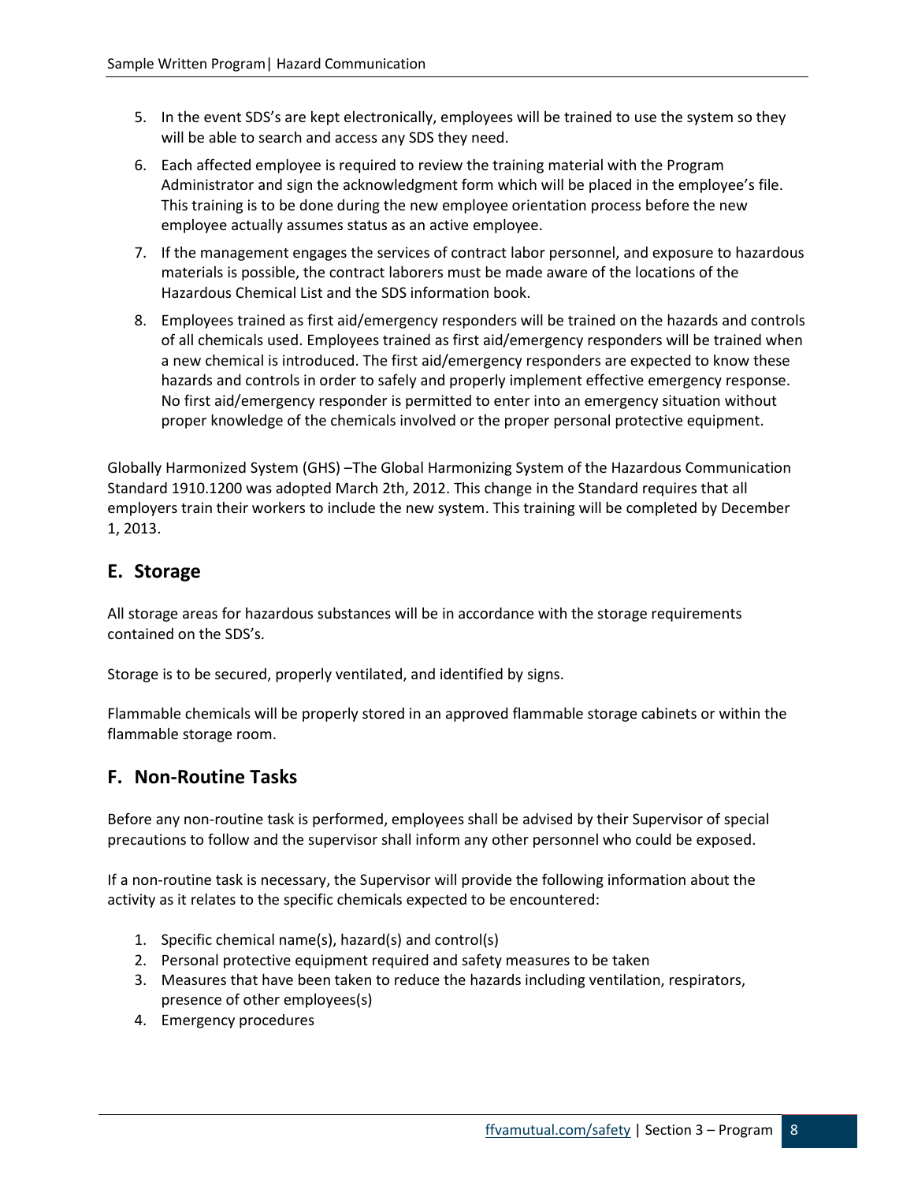5. In the event SDS's are kept electronically, employees will be trained to use the system so they will be able to search and access any SDS they need.
6. Each affected employee is required to review the training material with the Program Administrator and sign the acknowledgment form which will be placed in the employee's file. This training is to be done during the new employee orientation process before the new employee actually assumes status as an active employee.
7. If the management engages the services of contract labor personnel, and exposure to hazardous materials is possible, the contract laborers must be made aware of the locations of the Hazardous Chemical List and the SDS information book.
8. Employees trained as first aid/emergency responders will be trained on the hazards and controls of all chemicals used. Employees trained as first aid/emergency responders will be trained when a new chemical is introduced. The first aid/emergency responders are expected to know these hazards and controls in order to safely and properly implement effective emergency response. No first aid/emergency responder is permitted to enter into an emergency situation without proper knowledge of the chemicals involved or the proper personal protective equipment.

Globally Harmonized System (GHS) –The Global Harmonizing System of the Hazardous Communication Standard 1910.1200 was adopted March 2th, 2012. This change in the Standard requires that all employers train their workers to include the new system. This training will be completed by December 1, 2013.

## E. Storage

All storage areas for hazardous substances will be in accordance with the storage requirements contained on the SDS's.

Storage is to be secured, properly ventilated, and identified by signs.

Flammable chemicals will be properly stored in an approved flammable storage cabinets or within the flammable storage room.

## F. Non-Routine Tasks

Before any non-routine task is performed, employees shall be advised by their Supervisor of special precautions to follow and the supervisor shall inform any other personnel who could be exposed.

If a non-routine task is necessary, the Supervisor will provide the following information about the activity as it relates to the specific chemicals expected to be encountered:

1. Specific chemical name(s), hazard(s) and control(s)
2. Personal protective equipment required and safety measures to be taken
3. Measures that have been taken to reduce the hazards including ventilation, respirators, presence of other employees(s)
4. Emergency procedures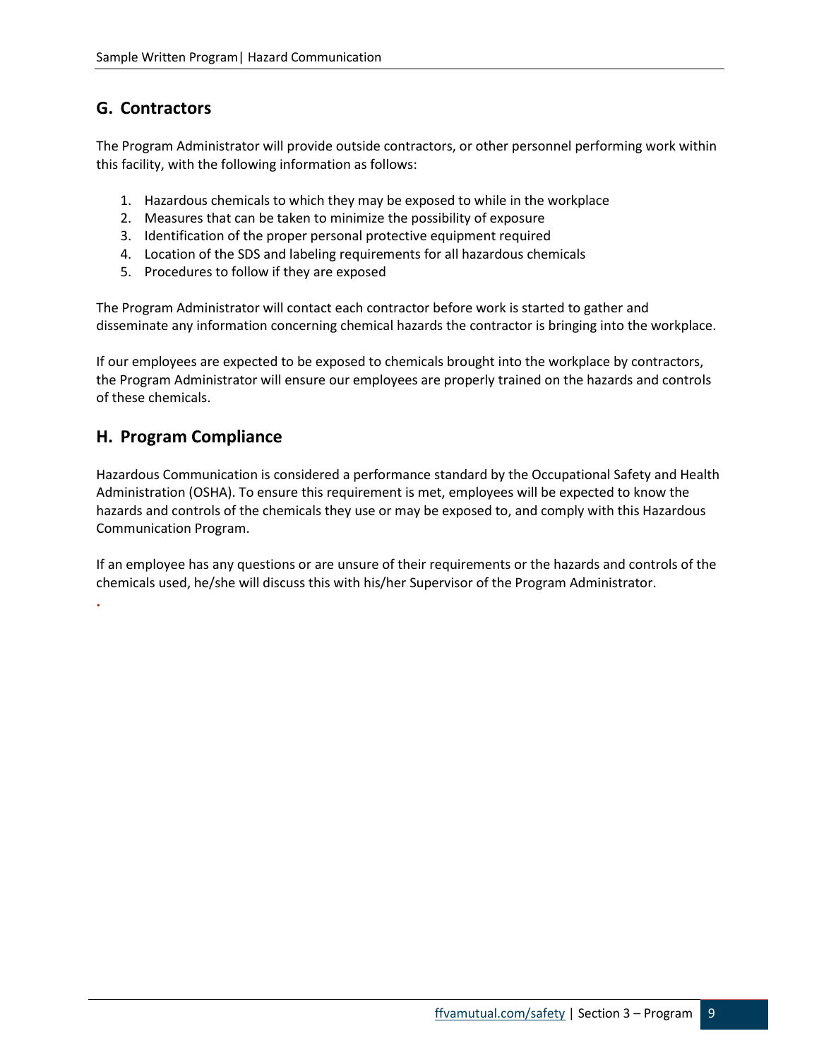## G. Contractors

The Program Administrator will provide outside contractors, or other personnel performing work within this facility, with the following information as follows:

1. Hazardous chemicals to which they may be exposed to while in the workplace
2. Measures that can be taken to minimize the possibility of exposure
3. Identification of the proper personal protective equipment required
4. Location of the SDS and labeling requirements for all hazardous chemicals
5. Procedures to follow if they are exposed

The Program Administrator will contact each contractor before work is started to gather and disseminate any information concerning chemical hazards the contractor is bringing into the workplace.

If our employees are expected to be exposed to chemicals brought into the workplace by contractors, the Program Administrator will ensure our employees are properly trained on the hazards and controls of these chemicals.

## H. Program Compliance

Hazardous Communication is considered a performance standard by the Occupational Safety and Health Administration (OSHA). To ensure this requirement is met, employees will be expected to know the hazards and controls of the chemicals they use or may be exposed to, and comply with this Hazardous Communication Program.

If an employee has any questions or are unsure of their requirements or the hazards and controls of the chemicals used, he/she will discuss this with his/her Supervisor of the Program Administrator.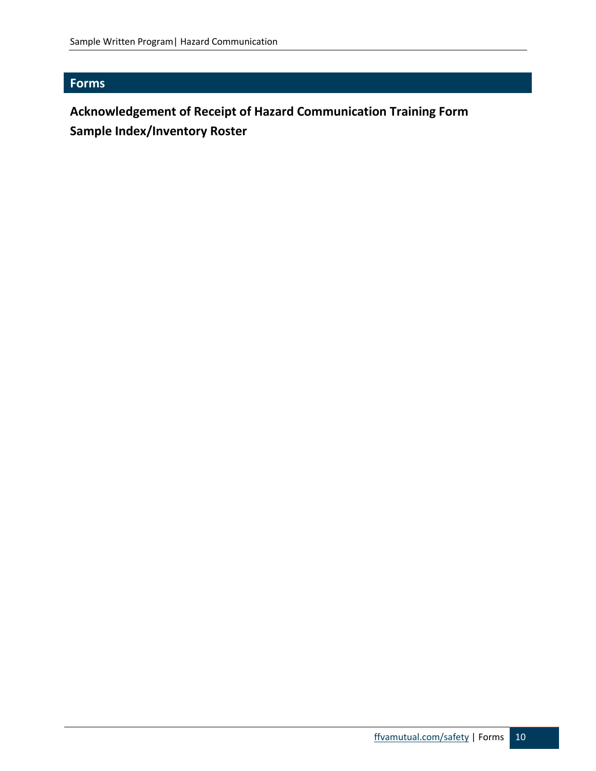## Forms

**Acknowledgement of Receipt of Hazard Communication Training Form**

**Sample Index/Inventory Roster**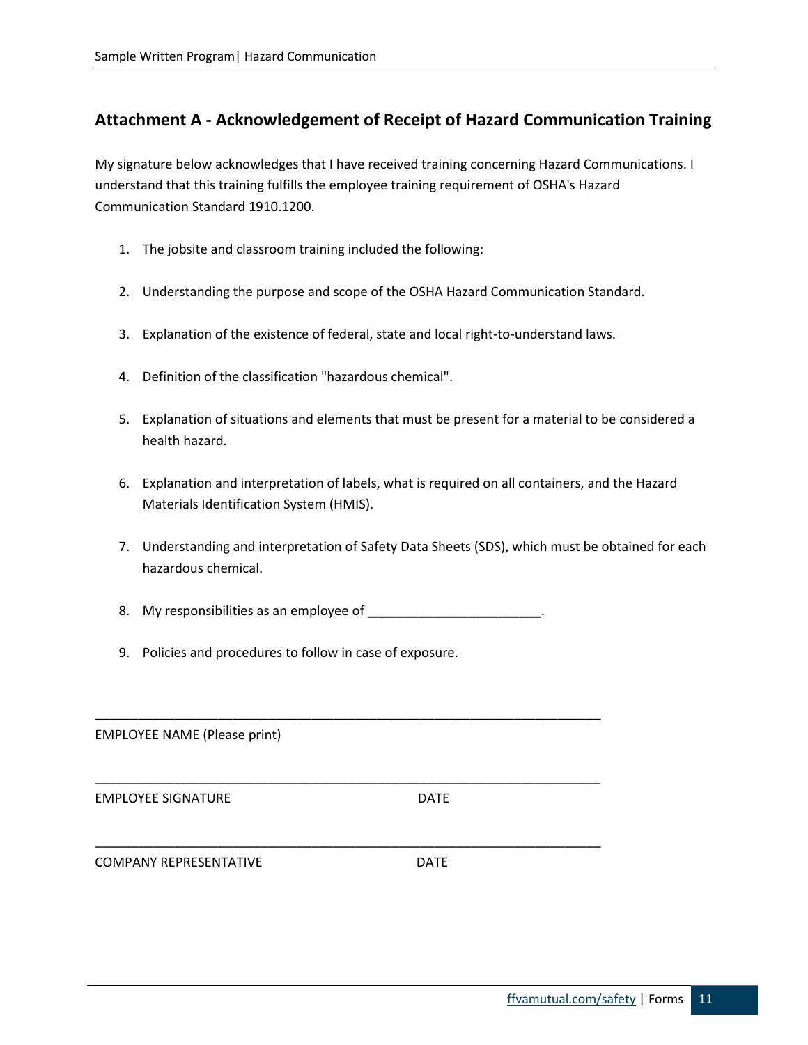## Attachment A - Acknowledgement of Receipt of Hazard Communication Training

My signature below acknowledges that I have received training concerning Hazard Communications. I understand that this training fulfills the employee training requirement of OSHA's Hazard Communication Standard 1910.1200.

1. The jobsite and classroom training included the following:
2. Understanding the purpose and scope of the OSHA Hazard Communication Standard.
3. Explanation of the existence of federal, state and local right-to-understand laws.
4. Definition of the classification "hazardous chemical".
5. Explanation of situations and elements that must be present for a material to be considered a health hazard.
6. Explanation and interpretation of labels, what is required on all containers, and the Hazard Materials Identification System (HMIS).
7. Understanding and interpretation of Safety Data Sheets (SDS), which must be obtained for each hazardous chemical.
8. My responsibilities as an employee of ________________________.
9. Policies and procedures to follow in case of exposure.

______________________________________________________________________

EMPLOYEE NAME (Please print)

______________________________________________________________________

EMPLOYEE SIGNATURE DATE

______________________________________________________________________

COMPANY REPRESENTATIVE DATE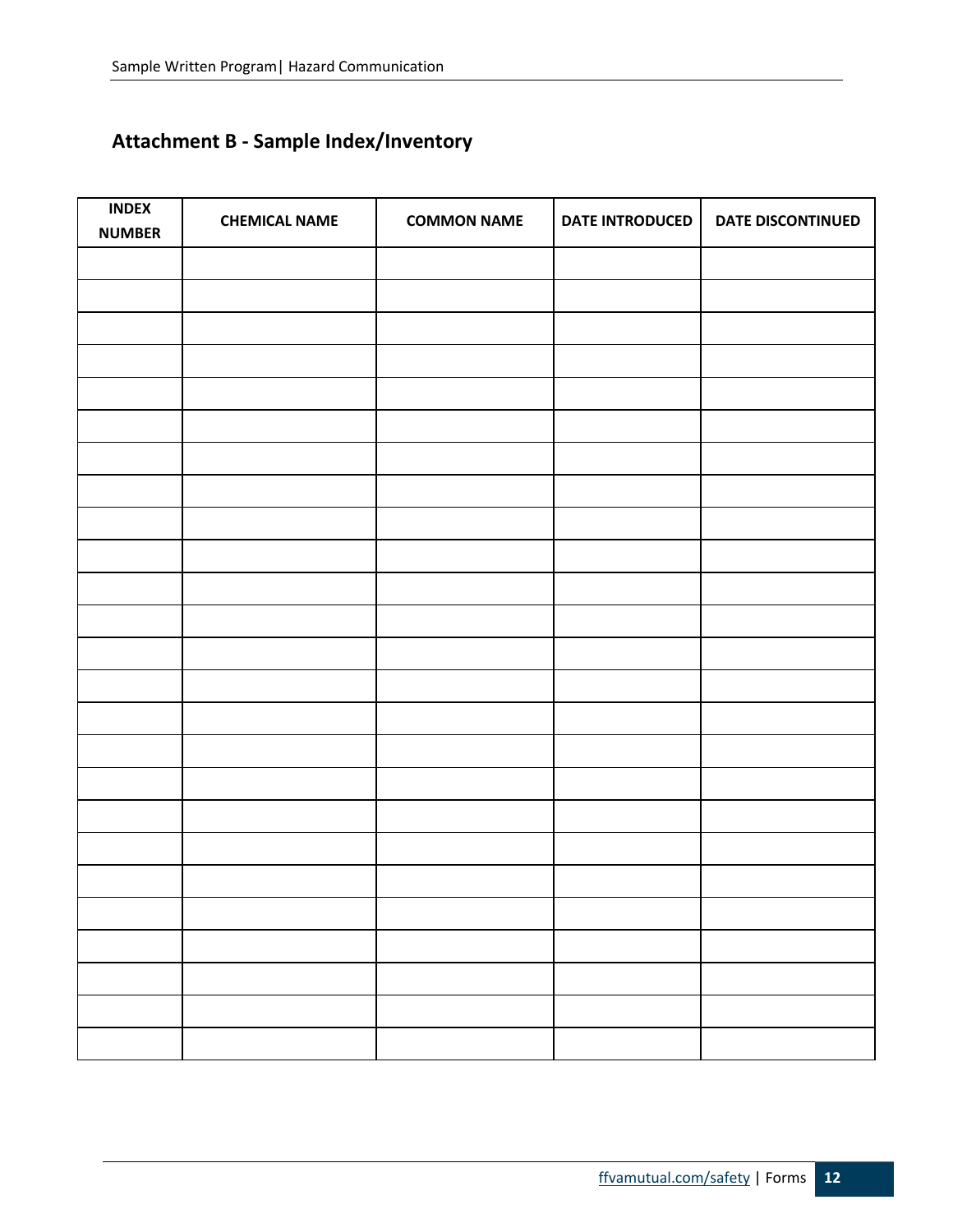## Attachment B - Sample Index/Inventory

| INDEX NUMBER | CHEMICAL NAME | COMMON NAME | DATE INTRODUCED | DATE DISCONTINUED |
|---|---|---|---|---|
| | | | | |
| | | | | |
| | | | | |
| | | | | |
| | | | | |
| | | | | |
| | | | | |
| | | | | |
| | | | | |
| | | | | |
| | | | | |
| | | | | |
| | | | | |
| | | | | |
| | | | | |
| | | | | |
| | | | | |
| | | | | |
| | | | | |
| | | | | |
| | | | | |
| | | | | |
| | | | | |
| | | | | |
| | | | | |